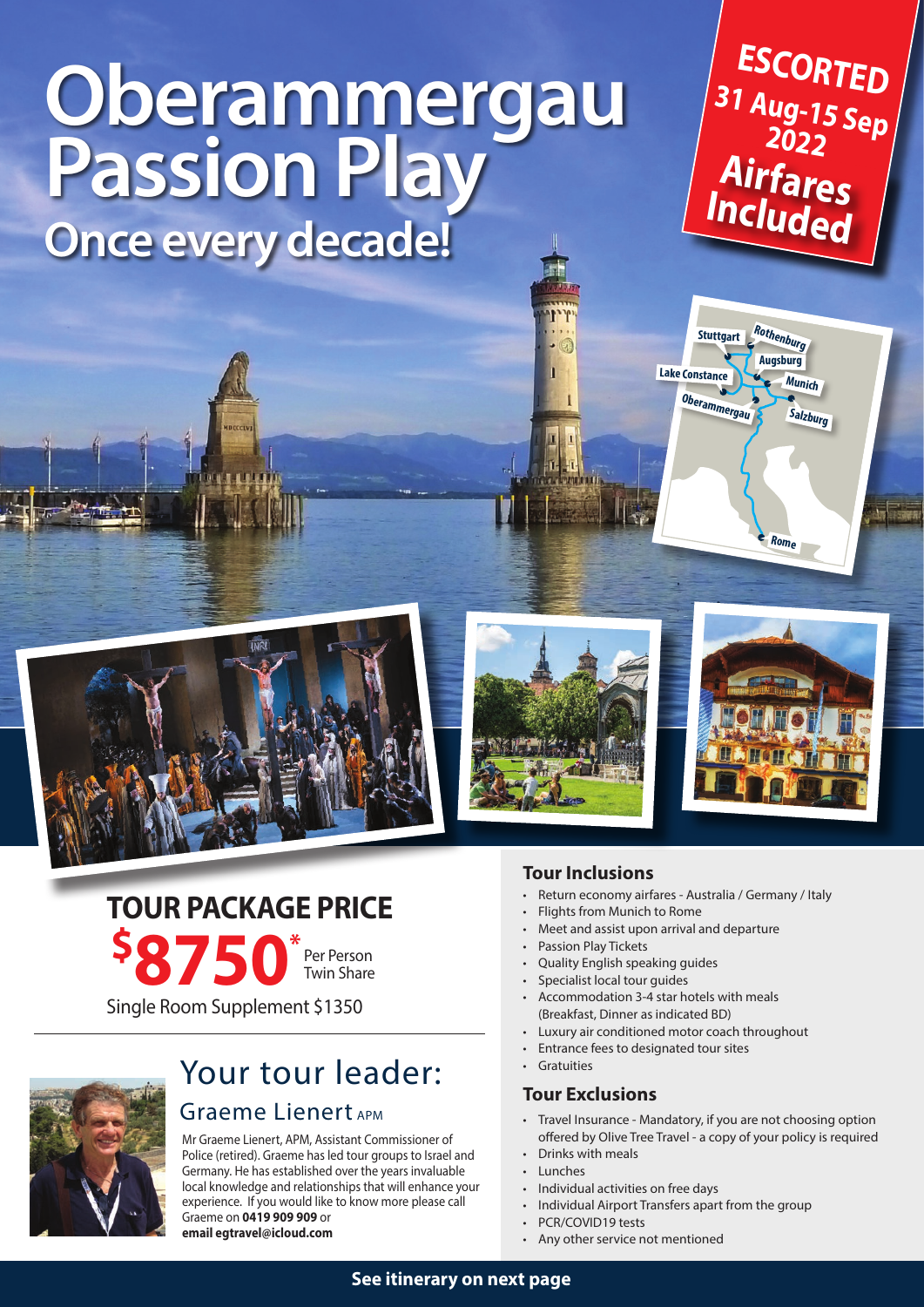# Oberammergau Passion Play

## Once every decade!

**ESCORTED**
**31 Aug-15 Sep 2022**
**Airfares Included**

Stuttgart, Rothenburg, Augsburg, Lake Constance, Munich, Oberammergau, Salzburg, Rome

## TOUR PACKAGE PRICE

**$8750*** Per Person Twin Share

Single Room Supplement $1350

## Your tour leader:

### Graeme Lienert APM

Mr Graeme Lienert, APM, Assistant Commissioner of Police (retired). Graeme has led tour groups to Israel and Germany. He has established over the years invaluable local knowledge and relationships that will enhance your experience. If you would like to know more please call Graeme on **0419 909 909** or **email egtravel@icloud.com**

### Tour Inclusions

- Return economy airfares - Australia / Germany / Italy
- Flights from Munich to Rome
- Meet and assist upon arrival and departure
- Passion Play Tickets
- Quality English speaking guides
- Specialist local tour guides
- Accommodation 3-4 star hotels with meals (Breakfast, Dinner as indicated BD)
- Luxury air conditioned motor coach throughout
- Entrance fees to designated tour sites
- Gratuities

### Tour Exclusions

- Travel Insurance - Mandatory, if you are not choosing option offered by Olive Tree Travel - a copy of your policy is required
- Drinks with meals
- Lunches
- Individual activities on free days
- Individual Airport Transfers apart from the group
- PCR/COVID19 tests
- Any other service not mentioned

**See itinerary on next page**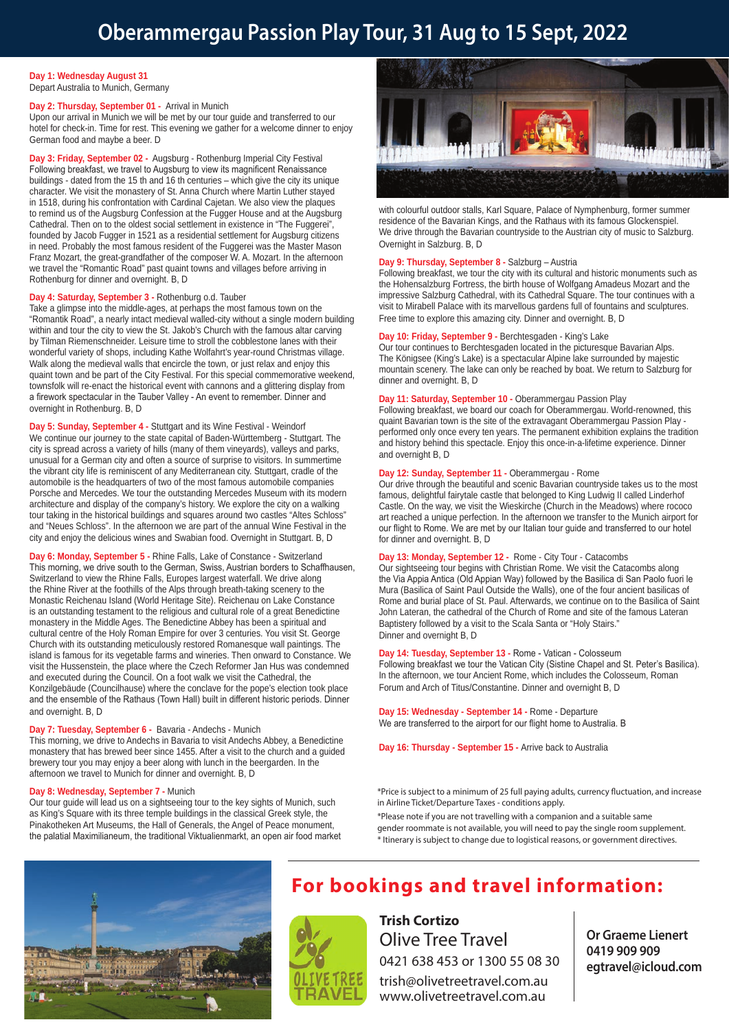# Oberammergau Passion Play Tour, 31 Aug to 15 Sept, 2022

**Day 1: Wednesday August 31**
Depart Australia to Munich, Germany

**Day 2: Thursday, September 01 -** Arrival in Munich
Upon our arrival in Munich we will be met by our tour guide and transferred to our hotel for check-in. Time for rest. This evening we gather for a welcome dinner to enjoy German food and maybe a beer. D

**Day 3: Friday, September 02 -** Augsburg - Rothenburg Imperial City Festival
Following breakfast, we travel to Augsburg to view its magnificent Renaissance buildings - dated from the 15 th and 16 th centuries – which give the city its unique character. We visit the monastery of St. Anna Church where Martin Luther stayed in 1518, during his confrontation with Cardinal Cajetan. We also view the plaques to remind us of the Augsburg Confession at the Fugger House and at the Augsburg Cathedral. Then on to the oldest social settlement in existence in "The Fuggerei", founded by Jacob Fugger in 1521 as a residential settlement for Augsburg citizens in need. Probably the most famous resident of the Fuggerei was the Master Mason Franz Mozart, the great-grandfather of the composer W. A. Mozart. In the afternoon we travel the "Romantic Road" past quaint towns and villages before arriving in Rothenburg for dinner and overnight. B, D

**Day 4: Saturday, September 3 -** Rothenburg o.d. Tauber
Take a glimpse into the middle-ages, at perhaps the most famous town on the "Romantik Road", a nearly intact medieval walled-city without a single modern building within and tour the city to view the St. Jakob's Church with the famous altar carving by Tilman Riemenschneider. Leisure time to stroll the cobblestone lanes with their wonderful variety of shops, including Kathe Wolfahrt's year-round Christmas village. Walk along the medieval walls that encircle the town, or just relax and enjoy this quaint town and be part of the City Festival. For this special commemorative weekend, townsfolk will re-enact the historical event with cannons and a glittering display from a firework spectacular in the Tauber Valley - An event to remember. Dinner and overnight in Rothenburg. B, D

**Day 5: Sunday, September 4 -** Stuttgart and its Wine Festival - Weindorf
We continue our journey to the state capital of Baden-Württemberg - Stuttgart. The city is spread across a variety of hills (many of them vineyards), valleys and parks, unusual for a German city and often a source of surprise to visitors. In summertime the vibrant city life is reminiscent of any Mediterranean city. Stuttgart, cradle of the automobile is the headquarters of two of the most famous automobile companies Porsche and Mercedes. We tour the outstanding Mercedes Museum with its modern architecture and display of the company's history. We explore the city on a walking tour taking in the historical buildings and squares around two castles "Altes Schloss" and "Neues Schloss". In the afternoon we take part of the annual Wine Festival in the city and enjoy the delicious wines and Swabian food. Overnight in Stuttgart. B, D

**Day 6: Monday, September 5 -** Rhine Falls, Lake of Constance - Switzerland
This morning, we drive south to the German, Swiss, Austrian borders to Schaffhausen, Switzerland to view the Rhine Falls, Europes largest waterfall. We drive along the Rhine River at the foothills of the Alps through breath-taking scenery to the Monastic Reichenau Island (World Heritage Site). Reichenau on Lake Constance is an outstanding testament to the religious and cultural role of a great Benedictine monastery in the Middle Ages. The Benedictine Abbey has been a spiritual and cultural centre of the Holy Roman Empire for over 3 centuries. You visit St. George Church with its outstanding meticulously restored Romanesque wall paintings. The island is famous for its vegetable farms and wineries. Then onward to Constance. We visit the Hussenstein, the place where the Czech Reformer Jan Hus was condemned and executed during the Council. On a foot walk we visit the Cathedral, the Konzilgebäude (Councilhause) where the conclave for the pope's election took place and the ensemble of the Rathaus (Town Hall) built in different historic periods. Dinner and overnight. B, D

**Day 7: Tuesday, September 6 -** Bavaria - Andechs - Munich
This morning, we drive to Andechs in Bavaria to visit Andechs Abbey, a Benedictine monastery that has brewed beer since 1455. After a visit to the church and a guided brewery tour you may enjoy a beer along with lunch in the beergarden. In the afternoon we travel to Munich for dinner and overnight. B, D

**Day 8: Wednesday, September 7 -** Munich
Our tour guide will lead us on a sightseeing tour to the key sights of Munich, such as King's Square with its three temple buildings in the classical Greek style, the Pinakotheken Art Museums, the Hall of Generals, the Angel of Peace monument, the palatial Maximilianeum, the traditional Viktualienmarkt, an open air food market with colourful outdoor stalls, Karl Square, Palace of Nymphenburg, former summer residence of the Bavarian Kings, and the Rathaus with its famous Glockenspiel. We drive through the Bavarian countryside to the Austrian city of music to Salzburg. Overnight in Salzburg. B, D

**Day 9: Thursday, September 8 -** Salzburg – Austria
Following breakfast, we tour the city with its cultural and historic monuments such as the Hohensalzburg Fortress, the birth house of Wolfgang Amadeus Mozart and the impressive Salzburg Cathedral, with its Cathedral Square. The tour continues with a visit to Mirabell Palace with its marvellous gardens full of fountains and sculptures. Free time to explore this amazing city. Dinner and overnight. B, D

**Day 10: Friday, September 9 -** Berchtesgaden - King's Lake
Our tour continues to Berchtesgaden located in the picturesque Bavarian Alps. The Königsee (King's Lake) is a spectacular Alpine lake surrounded by majestic mountain scenery. The lake can only be reached by boat. We return to Salzburg for dinner and overnight. B, D

**Day 11: Saturday, September 10 -** Oberammergau Passion Play
Following breakfast, we board our coach for Oberammergau. World-renowned, this quaint Bavarian town is the site of the extravagant Oberammergau Passion Play - performed only once every ten years. The permanent exhibition explains the tradition and history behind this spectacle. Enjoy this once-in-a-lifetime experience. Dinner and overnight B, D

**Day 12: Sunday, September 11 -** Oberammergau - Rome
Our drive through the beautiful and scenic Bavarian countryside takes us to the most famous, delightful fairytale castle that belonged to King Ludwig II called Linderhof Castle. On the way, we visit the Wieskirche (Church in the Meadows) where rococo art reached a unique perfection. In the afternoon we transfer to the Munich airport for our flight to Rome. We are met by our Italian tour guide and transferred to our hotel for dinner and overnight. B, D

**Day 13: Monday, September 12 -** Rome - City Tour - Catacombs
Our sightseeing tour begins with Christian Rome. We visit the Catacombs along the Via Appia Antica (Old Appian Way) followed by the Basilica di San Paolo fuori le Mura (Basilica of Saint Paul Outside the Walls), one of the four ancient basilicas of Rome and burial place of St. Paul. Afterwards, we continue on to the Basilica of Saint John Lateran, the cathedral of the Church of Rome and site of the famous Lateran Baptistery followed by a visit to the Scala Santa or "Holy Stairs."
Dinner and overnight B, D

**Day 14: Tuesday, September 13 -** Rome - Vatican - Colosseum
Following breakfast we tour the Vatican City (Sistine Chapel and St. Peter's Basilica). In the afternoon, we tour Ancient Rome, which includes the Colosseum, Roman Forum and Arch of Titus/Constantine. Dinner and overnight B, D

**Day 15: Wednesday - September 14 -** Rome - Departure
We are transferred to the airport for our flight home to Australia. B

**Day 16: Thursday - September 15 -** Arrive back to Australia

*Price is subject to a minimum of 25 full paying adults, currency fluctuation, and increase in Airline Ticket/Departure Taxes - conditions apply.
*Please note if you are not travelling with a companion and a suitable same gender roommate is not available, you will need to pay the single room supplement.
* Itinerary is subject to change due to logistical reasons, or government directives.

## For bookings and travel information:

**Trish Cortizo**
Olive Tree Travel
0421 638 453 or 1300 55 08 30
trish@olivetreetravel.com.au
www.olivetreetravel.com.au

**Or Graeme Lienert**
**0419 909 909**
**egtravel@icloud.com**